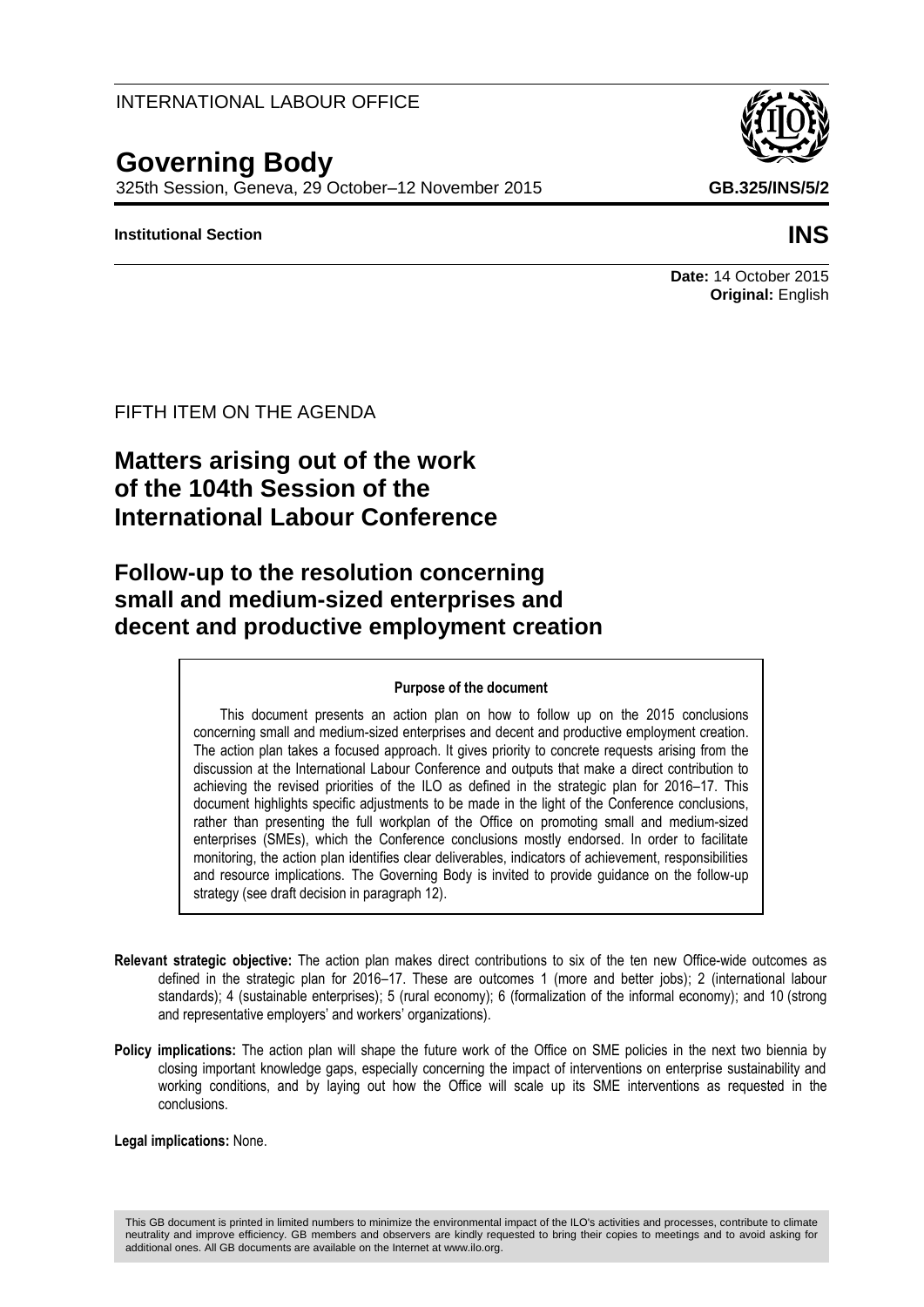INTERNATIONAL LABOUR OFFICE

# Governing Body

325th Session, Geneva, 29 October–12 November 2015

**GB.325/INS/5/2**

**Institutional Section**

**INS**

**Date:** 14 October 2015
**Original:** English

FIFTH ITEM ON THE AGENDA

## Matters arising out of the work of the 104th Session of the International Labour Conference

## Follow-up to the resolution concerning small and medium-sized enterprises and decent and productive employment creation

**Purpose of the document**

This document presents an action plan on how to follow up on the 2015 conclusions concerning small and medium-sized enterprises and decent and productive employment creation. The action plan takes a focused approach. It gives priority to concrete requests arising from the discussion at the International Labour Conference and outputs that make a direct contribution to achieving the revised priorities of the ILO as defined in the strategic plan for 2016–17. This document highlights specific adjustments to be made in the light of the Conference conclusions, rather than presenting the full workplan of the Office on promoting small and medium-sized enterprises (SMEs), which the Conference conclusions mostly endorsed. In order to facilitate monitoring, the action plan identifies clear deliverables, indicators of achievement, responsibilities and resource implications. The Governing Body is invited to provide guidance on the follow-up strategy (see draft decision in paragraph 12).

**Relevant strategic objective:** The action plan makes direct contributions to six of the ten new Office-wide outcomes as defined in the strategic plan for 2016–17. These are outcomes 1 (more and better jobs); 2 (international labour standards); 4 (sustainable enterprises); 5 (rural economy); 6 (formalization of the informal economy); and 10 (strong and representative employers' and workers' organizations).

**Policy implications:** The action plan will shape the future work of the Office on SME policies in the next two biennia by closing important knowledge gaps, especially concerning the impact of interventions on enterprise sustainability and working conditions, and by laying out how the Office will scale up its SME interventions as requested in the conclusions.

**Legal implications:** None.

This GB document is printed in limited numbers to minimize the environmental impact of the ILO's activities and processes, contribute to climate neutrality and improve efficiency. GB members and observers are kindly requested to bring their copies to meetings and to avoid asking for additional ones. All GB documents are available on the Internet at www.ilo.org.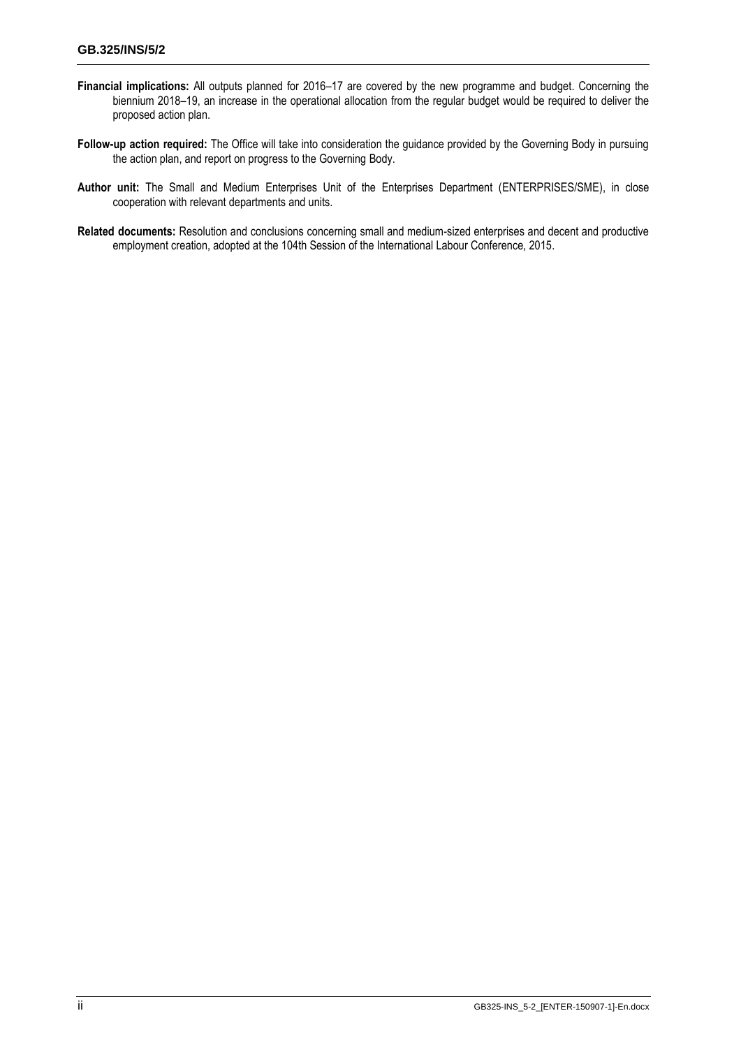**Financial implications:** All outputs planned for 2016–17 are covered by the new programme and budget. Concerning the biennium 2018–19, an increase in the operational allocation from the regular budget would be required to deliver the proposed action plan.

**Follow-up action required:** The Office will take into consideration the guidance provided by the Governing Body in pursuing the action plan, and report on progress to the Governing Body.

**Author unit:** The Small and Medium Enterprises Unit of the Enterprises Department (ENTERPRISES/SME), in close cooperation with relevant departments and units.

**Related documents:** Resolution and conclusions concerning small and medium-sized enterprises and decent and productive employment creation, adopted at the 104th Session of the International Labour Conference, 2015.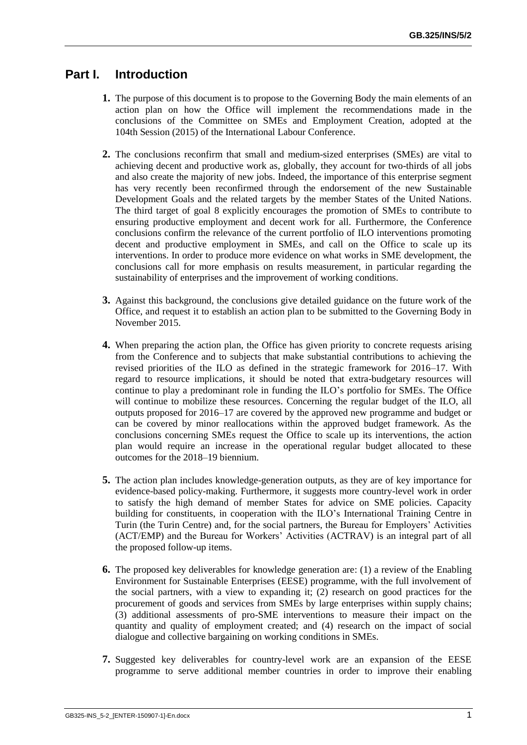# Part I. Introduction

**1.** The purpose of this document is to propose to the Governing Body the main elements of an action plan on how the Office will implement the recommendations made in the conclusions of the Committee on SMEs and Employment Creation, adopted at the 104th Session (2015) of the International Labour Conference.

**2.** The conclusions reconfirm that small and medium-sized enterprises (SMEs) are vital to achieving decent and productive work as, globally, they account for two-thirds of all jobs and also create the majority of new jobs. Indeed, the importance of this enterprise segment has very recently been reconfirmed through the endorsement of the new Sustainable Development Goals and the related targets by the member States of the United Nations. The third target of goal 8 explicitly encourages the promotion of SMEs to contribute to ensuring productive employment and decent work for all. Furthermore, the Conference conclusions confirm the relevance of the current portfolio of ILO interventions promoting decent and productive employment in SMEs, and call on the Office to scale up its interventions. In order to produce more evidence on what works in SME development, the conclusions call for more emphasis on results measurement, in particular regarding the sustainability of enterprises and the improvement of working conditions.

**3.** Against this background, the conclusions give detailed guidance on the future work of the Office, and request it to establish an action plan to be submitted to the Governing Body in November 2015.

**4.** When preparing the action plan, the Office has given priority to concrete requests arising from the Conference and to subjects that make substantial contributions to achieving the revised priorities of the ILO as defined in the strategic framework for 2016–17. With regard to resource implications, it should be noted that extra-budgetary resources will continue to play a predominant role in funding the ILO's portfolio for SMEs. The Office will continue to mobilize these resources. Concerning the regular budget of the ILO, all outputs proposed for 2016–17 are covered by the approved new programme and budget or can be covered by minor reallocations within the approved budget framework. As the conclusions concerning SMEs request the Office to scale up its interventions, the action plan would require an increase in the operational regular budget allocated to these outcomes for the 2018–19 biennium.

**5.** The action plan includes knowledge-generation outputs, as they are of key importance for evidence-based policy-making. Furthermore, it suggests more country-level work in order to satisfy the high demand of member States for advice on SME policies. Capacity building for constituents, in cooperation with the ILO's International Training Centre in Turin (the Turin Centre) and, for the social partners, the Bureau for Employers' Activities (ACT/EMP) and the Bureau for Workers' Activities (ACTRAV) is an integral part of all the proposed follow-up items.

**6.** The proposed key deliverables for knowledge generation are: (1) a review of the Enabling Environment for Sustainable Enterprises (EESE) programme, with the full involvement of the social partners, with a view to expanding it; (2) research on good practices for the procurement of goods and services from SMEs by large enterprises within supply chains; (3) additional assessments of pro-SME interventions to measure their impact on the quantity and quality of employment created; and (4) research on the impact of social dialogue and collective bargaining on working conditions in SMEs.

**7.** Suggested key deliverables for country-level work are an expansion of the EESE programme to serve additional member countries in order to improve their enabling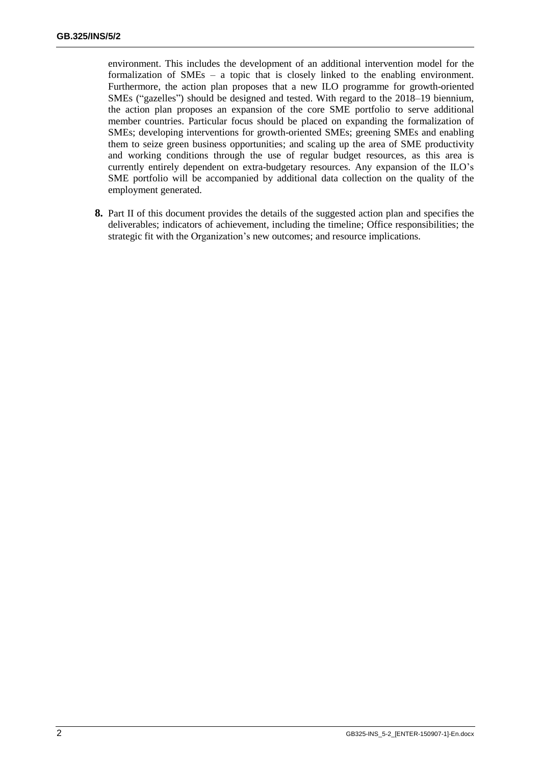environment. This includes the development of an additional intervention model for the formalization of SMEs – a topic that is closely linked to the enabling environment. Furthermore, the action plan proposes that a new ILO programme for growth-oriented SMEs ("gazelles") should be designed and tested. With regard to the 2018–19 biennium, the action plan proposes an expansion of the core SME portfolio to serve additional member countries. Particular focus should be placed on expanding the formalization of SMEs; developing interventions for growth-oriented SMEs; greening SMEs and enabling them to seize green business opportunities; and scaling up the area of SME productivity and working conditions through the use of regular budget resources, as this area is currently entirely dependent on extra-budgetary resources. Any expansion of the ILO's SME portfolio will be accompanied by additional data collection on the quality of the employment generated.

**8.** Part II of this document provides the details of the suggested action plan and specifies the deliverables; indicators of achievement, including the timeline; Office responsibilities; the strategic fit with the Organization's new outcomes; and resource implications.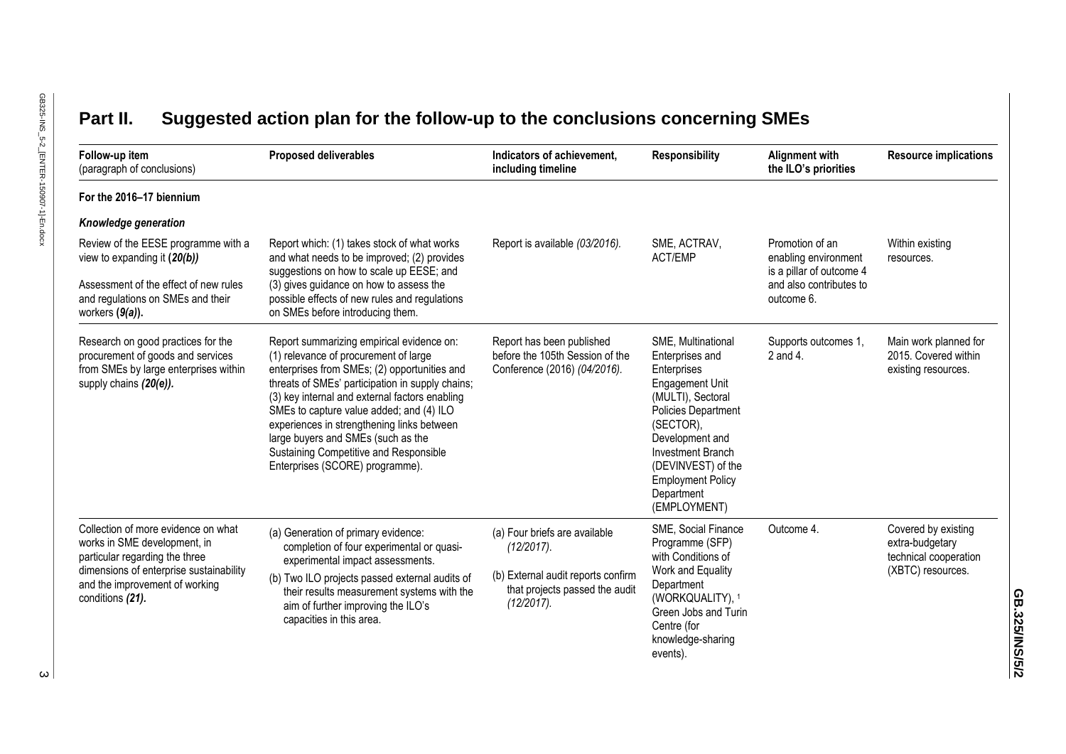# Part II. Suggested action plan for the follow-up to the conclusions concerning SMEs

| Follow-up item (paragraph of conclusions) | Proposed deliverables | Indicators of achievement, including timeline | Responsibility | Alignment with the ILO's priorities | Resource implications |
|---|---|---|---|---|---|
| **For the 2016–17 biennium** | | | | | |
| ***Knowledge generation*** | | | | | |
| Review of the EESE programme with a view to expanding it (***20(b)***)<br><br>Assessment of the effect of new rules and regulations on SMEs and their workers (***9(a)***). | Report which: (1) takes stock of what works and what needs to be improved; (2) provides suggestions on how to scale up EESE; and (3) gives guidance on how to assess the possible effects of new rules and regulations on SMEs before introducing them. | Report is available *(03/2016).* | SME, ACTRAV, ACT/EMP | Promotion of an enabling environment is a pillar of outcome 4 and also contributes to outcome 6. | Within existing resources. |
| Research on good practices for the procurement of goods and services from SMEs by large enterprises within supply chains *(20(e)).* | Report summarizing empirical evidence on: (1) relevance of procurement of large enterprises from SMEs; (2) opportunities and threats of SMEs' participation in supply chains; (3) key internal and external factors enabling SMEs to capture value added; and (4) ILO experiences in strengthening links between large buyers and SMEs (such as the Sustaining Competitive and Responsible Enterprises (SCORE) programme). | Report has been published before the 105th Session of the Conference (2016) *(04/2016).* | SME, Multinational Enterprises and Enterprises Engagement Unit (MULTI), Sectoral Policies Department (SECTOR), Development and Investment Branch (DEVINVEST) of the Employment Policy Department (EMPLOYMENT) | Supports outcomes 1, 2 and 4. | Main work planned for 2015. Covered within existing resources. |
| Collection of more evidence on what works in SME development, in particular regarding the three dimensions of enterprise sustainability and the improvement of working conditions *(21).* | (a) Generation of primary evidence: completion of four experimental or quasi-experimental impact assessments.<br><br>(b) Two ILO projects passed external audits of their results measurement systems with the aim of further improving the ILO's capacities in this area. | (a) Four briefs are available *(12/2017).*<br><br>(b) External audit reports confirm that projects passed the audit *(12/2017).* | SME, Social Finance Programme (SFP) with Conditions of Work and Equality Department (WORKQUALITY), [1] Green Jobs and Turin Centre (for knowledge-sharing events). | Outcome 4. | Covered by existing extra-budgetary technical cooperation (XBTC) resources. |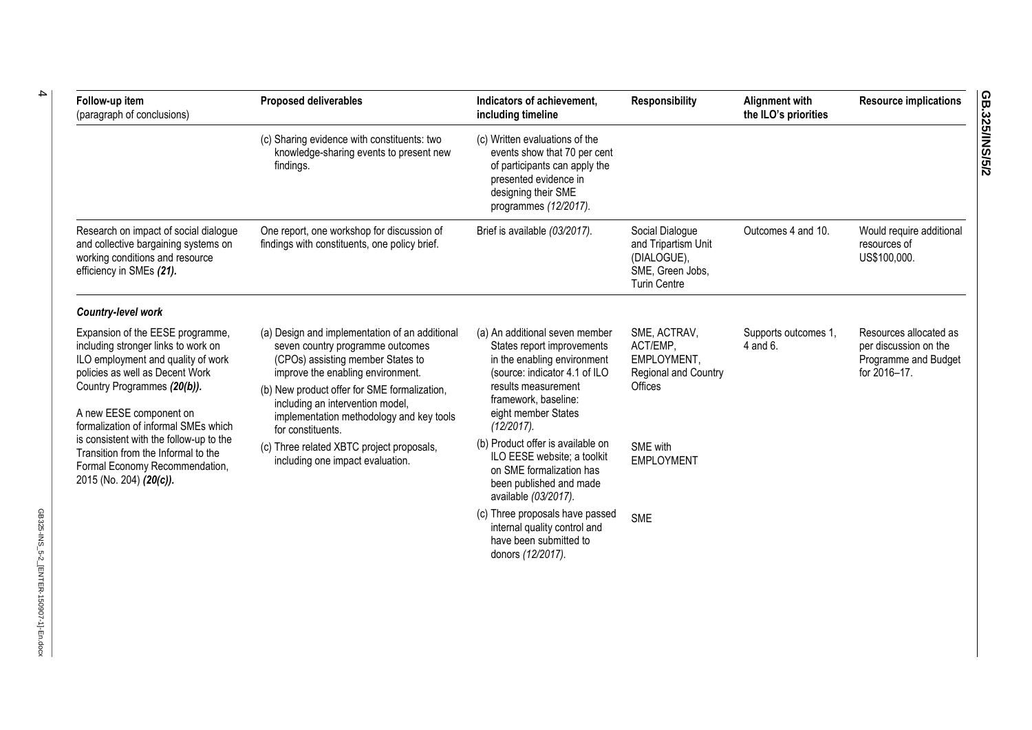| Follow-up item (paragraph of conclusions) | Proposed deliverables | Indicators of achievement, including timeline | Responsibility | Alignment with the ILO's priorities | Resource implications |
|---|---|---|---|---|---|
| | (c) Sharing evidence with constituents: two knowledge-sharing events to present new findings. | (c) Written evaluations of the events show that 70 per cent of participants can apply the presented evidence in designing their SME programmes *(12/2017)*. | | | |
| Research on impact of social dialogue and collective bargaining systems on working conditions and resource efficiency in SMEs ***(21).*** | One report, one workshop for discussion of findings with constituents, one policy brief. | Brief is available *(03/2017)*. | Social Dialogue and Tripartism Unit (DIALOGUE), SME, Green Jobs, Turin Centre | Outcomes 4 and 10. | Would require additional resources of US$100,000. |
| ***Country-level work*** | | | | | |
| Expansion of the EESE programme, including stronger links to work on ILO employment and quality of work policies as well as Decent Work Country Programmes ***(20(b)).*** A new EESE component on formalization of informal SMEs which is consistent with the follow-up to the Transition from the Informal to the Formal Economy Recommendation, 2015 (No. 204) ***(20(c)).*** | (a) Design and implementation of an additional seven country programme outcomes (CPOs) assisting member States to improve the enabling environment. (b) New product offer for SME formalization, including an intervention model, implementation methodology and key tools for constituents. (c) Three related XBTC project proposals, including one impact evaluation. | (a) An additional seven member States report improvements in the enabling environment (source: indicator 4.1 of ILO results measurement framework, baseline: eight member States *(12/2017)*. (b) Product offer is available on ILO EESE website; a toolkit on SME formalization has been published and made available *(03/2017)*. (c) Three proposals have passed internal quality control and have been submitted to donors *(12/2017)*. | (a) SME, ACTRAV, ACT/EMP, EMPLOYMENT, Regional and Country Offices (b) SME with EMPLOYMENT (c) SME | Supports outcomes 1, 4 and 6. | Resources allocated as per discussion on the Programme and Budget for 2016–17. |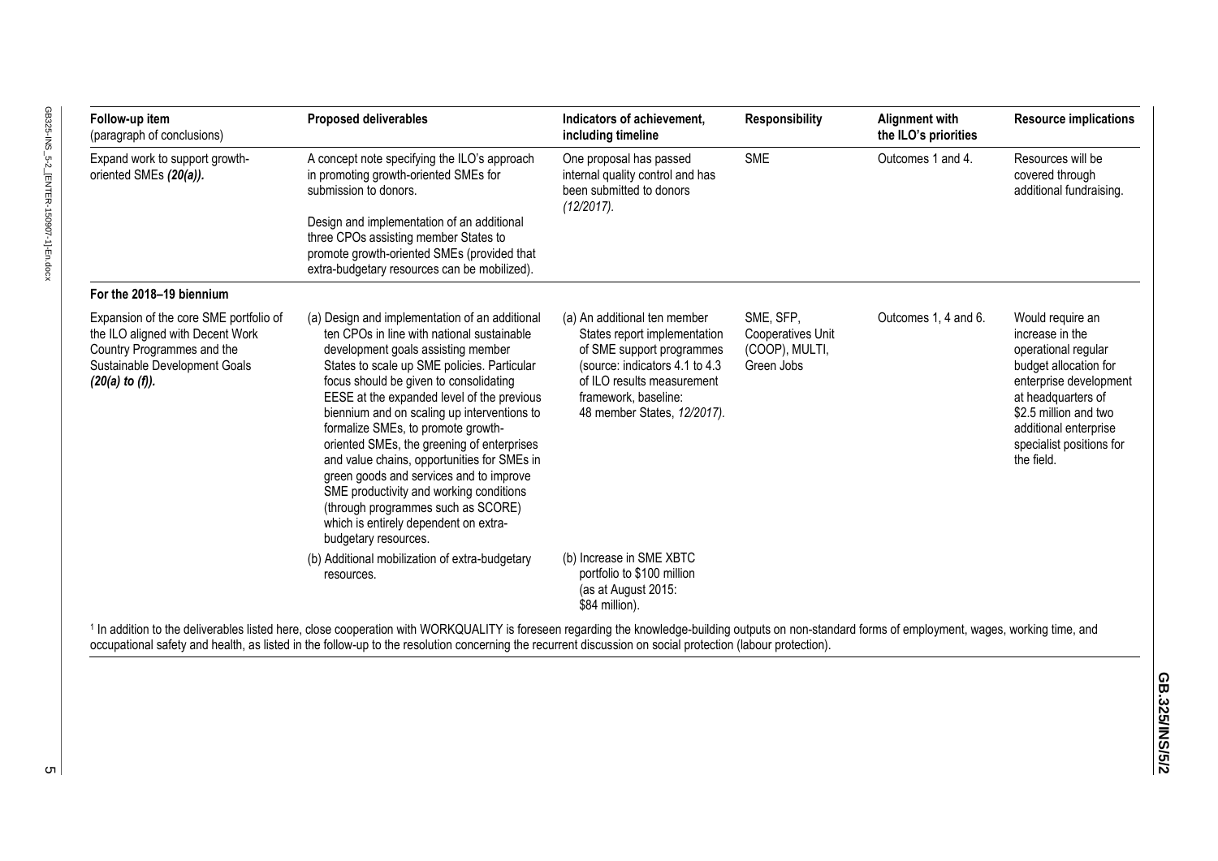| Follow-up item (paragraph of conclusions) | Proposed deliverables | Indicators of achievement, including timeline | Responsibility | Alignment with the ILO's priorities | Resource implications |
|---|---|---|---|---|---|
| Expand work to support growth-oriented SMEs ***(20(a)).*** | A concept note specifying the ILO's approach in promoting growth-oriented SMEs for submission to donors.<br><br>Design and implementation of an additional three CPOs assisting member States to promote growth-oriented SMEs (provided that extra-budgetary resources can be mobilized). | One proposal has passed internal quality control and has been submitted to donors *(12/2017).* | SME | Outcomes 1 and 4. | Resources will be covered through additional fundraising. |
| **For the 2018–19 biennium** | | | | | |
| Expansion of the core SME portfolio of the ILO aligned with Decent Work Country Programmes and the Sustainable Development Goals ***(20(a) to (f)).*** | (a) Design and implementation of an additional ten CPOs in line with national sustainable development goals assisting member States to scale up SME policies. Particular focus should be given to consolidating EESE at the expanded level of the previous biennium and on scaling up interventions to formalize SMEs, to promote growth-oriented SMEs, the greening of enterprises and value chains, opportunities for SMEs in green goods and services and to improve SME productivity and working conditions (through programmes such as SCORE) which is entirely dependent on extra-budgetary resources. | (a) An additional ten member States report implementation of SME support programmes (source: indicators 4.1 to 4.3 of ILO results measurement framework, baseline: 48 member States, *12/2017).* | SME, SFP, Cooperatives Unit (COOP), MULTI, Green Jobs | Outcomes 1, 4 and 6. | Would require an increase in the operational regular budget allocation for enterprise development at headquarters of \$2.5 million and two additional enterprise specialist positions for the field. |
| | (b) Additional mobilization of extra-budgetary resources. | (b) Increase in SME XBTC portfolio to \$100 million (as at August 2015: \$84 million). | | | |

[1] In addition to the deliverables listed here, close cooperation with WORKQUALITY is foreseen regarding the knowledge-building outputs on non-standard forms of employment, wages, working time, and occupational safety and health, as listed in the follow-up to the resolution concerning the recurrent discussion on social protection (labour protection).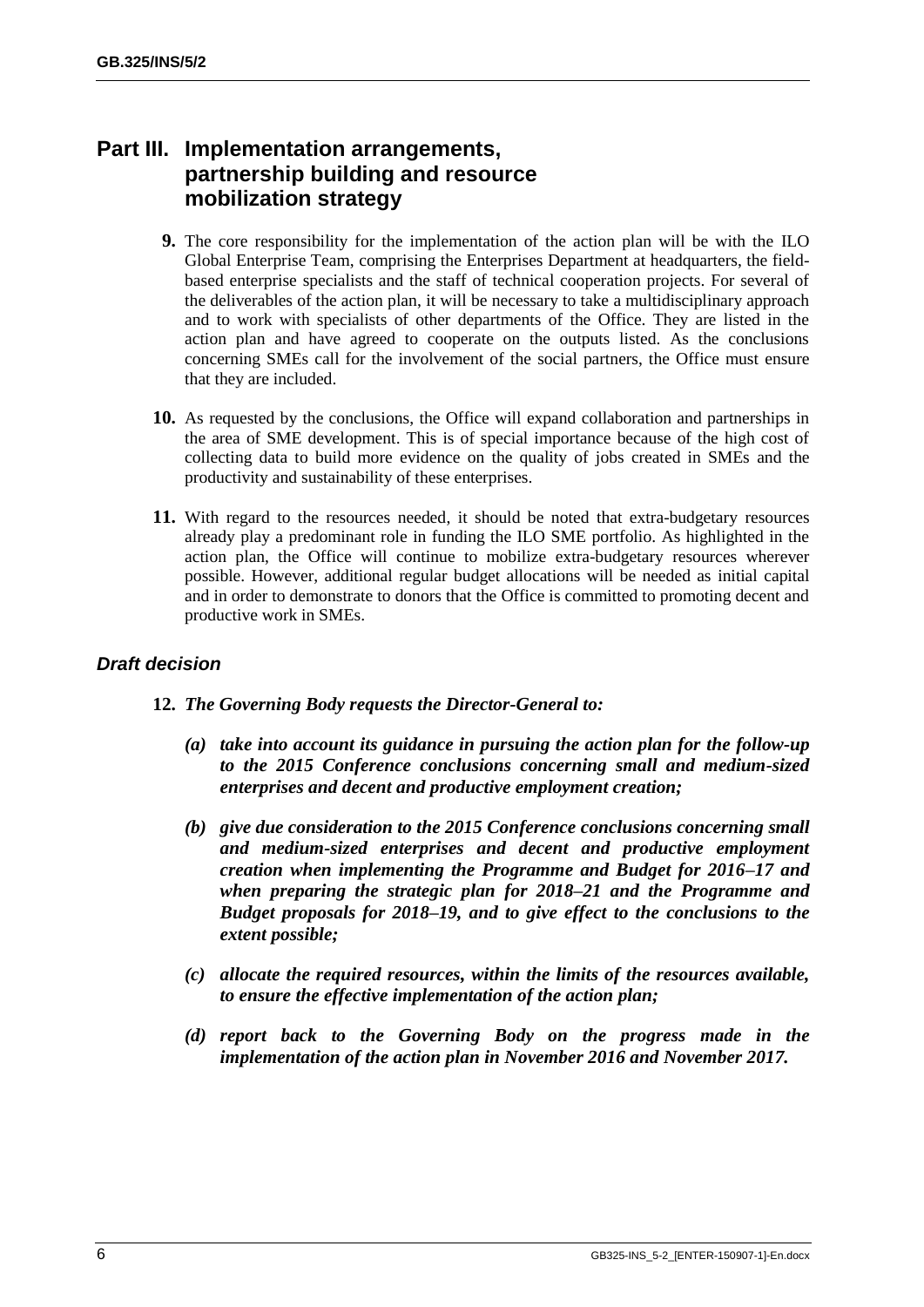## Part III. Implementation arrangements, partnership building and resource mobilization strategy

**9.** The core responsibility for the implementation of the action plan will be with the ILO Global Enterprise Team, comprising the Enterprises Department at headquarters, the field-based enterprise specialists and the staff of technical cooperation projects. For several of the deliverables of the action plan, it will be necessary to take a multidisciplinary approach and to work with specialists of other departments of the Office. They are listed in the action plan and have agreed to cooperate on the outputs listed. As the conclusions concerning SMEs call for the involvement of the social partners, the Office must ensure that they are included.

**10.** As requested by the conclusions, the Office will expand collaboration and partnerships in the area of SME development. This is of special importance because of the high cost of collecting data to build more evidence on the quality of jobs created in SMEs and the productivity and sustainability of these enterprises.

**11.** With regard to the resources needed, it should be noted that extra-budgetary resources already play a predominant role in funding the ILO SME portfolio. As highlighted in the action plan, the Office will continue to mobilize extra-budgetary resources wherever possible. However, additional regular budget allocations will be needed as initial capital and in order to demonstrate to donors that the Office is committed to promoting decent and productive work in SMEs.

### *Draft decision*

**12.** ***The Governing Body requests the Director-General to:***

***(a) take into account its guidance in pursuing the action plan for the follow-up to the 2015 Conference conclusions concerning small and medium-sized enterprises and decent and productive employment creation;***

***(b) give due consideration to the 2015 Conference conclusions concerning small and medium-sized enterprises and decent and productive employment creation when implementing the Programme and Budget for 2016–17 and when preparing the strategic plan for 2018–21 and the Programme and Budget proposals for 2018–19, and to give effect to the conclusions to the extent possible;***

***(c) allocate the required resources, within the limits of the resources available, to ensure the effective implementation of the action plan;***

***(d) report back to the Governing Body on the progress made in the implementation of the action plan in November 2016 and November 2017.***